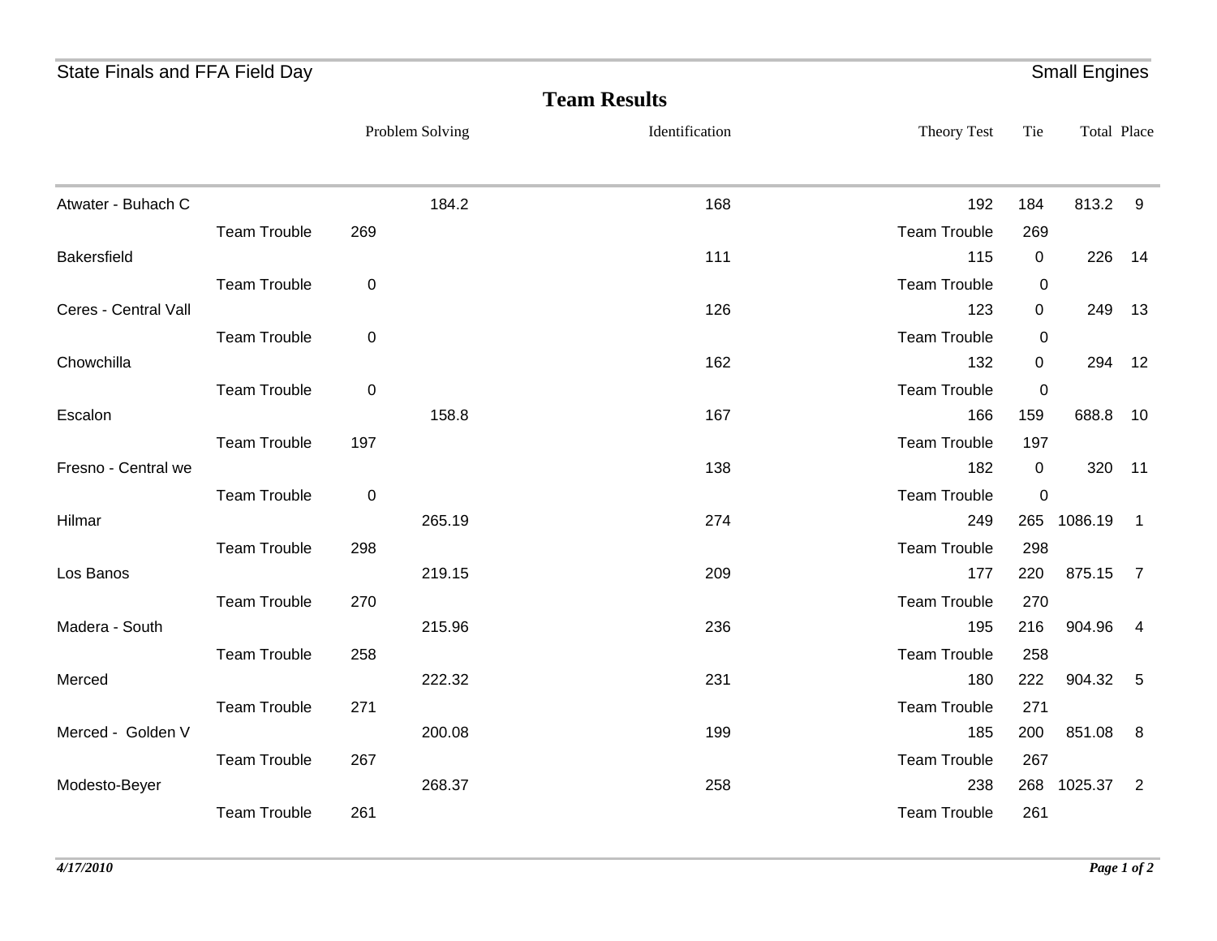State Finals and FFA Field Day — Small Engines

## Team Results

| | | | Problem Solving | Identification | Theory Test | Tie | Total | Place |
|---|---|---|---|---|---|---|---|---|
| Atwater - Buhach C | | | 184.2 | 168 | 192 | 184 | 813.2 | 9 |
| | Team Trouble | 269 | | | Team Trouble | 269 | | |
| Bakersfield | | | | 111 | 115 | 0 | 226 | 14 |
| | Team Trouble | 0 | | | Team Trouble | 0 | | |
| Ceres - Central Vall | | | | 126 | 123 | 0 | 249 | 13 |
| | Team Trouble | 0 | | | Team Trouble | 0 | | |
| Chowchilla | | | | 162 | 132 | 0 | 294 | 12 |
| | Team Trouble | 0 | | | Team Trouble | 0 | | |
| Escalon | | | 158.8 | 167 | 166 | 159 | 688.8 | 10 |
| | Team Trouble | 197 | | | Team Trouble | 197 | | |
| Fresno - Central we | | | | 138 | 182 | 0 | 320 | 11 |
| | Team Trouble | 0 | | | Team Trouble | 0 | | |
| Hilmar | | | 265.19 | 274 | 249 | 265 | 1086.19 | 1 |
| | Team Trouble | 298 | | | Team Trouble | 298 | | |
| Los Banos | | | 219.15 | 209 | 177 | 220 | 875.15 | 7 |
| | Team Trouble | 270 | | | Team Trouble | 270 | | |
| Madera - South | | | 215.96 | 236 | 195 | 216 | 904.96 | 4 |
| | Team Trouble | 258 | | | Team Trouble | 258 | | |
| Merced | | | 222.32 | 231 | 180 | 222 | 904.32 | 5 |
| | Team Trouble | 271 | | | Team Trouble | 271 | | |
| Merced - Golden V | | | 200.08 | 199 | 185 | 200 | 851.08 | 8 |
| | Team Trouble | 267 | | | Team Trouble | 267 | | |
| Modesto-Beyer | | | 268.37 | 258 | 238 | 268 | 1025.37 | 2 |
| | Team Trouble | 261 | | | Team Trouble | 261 | | |

*4/17/2010*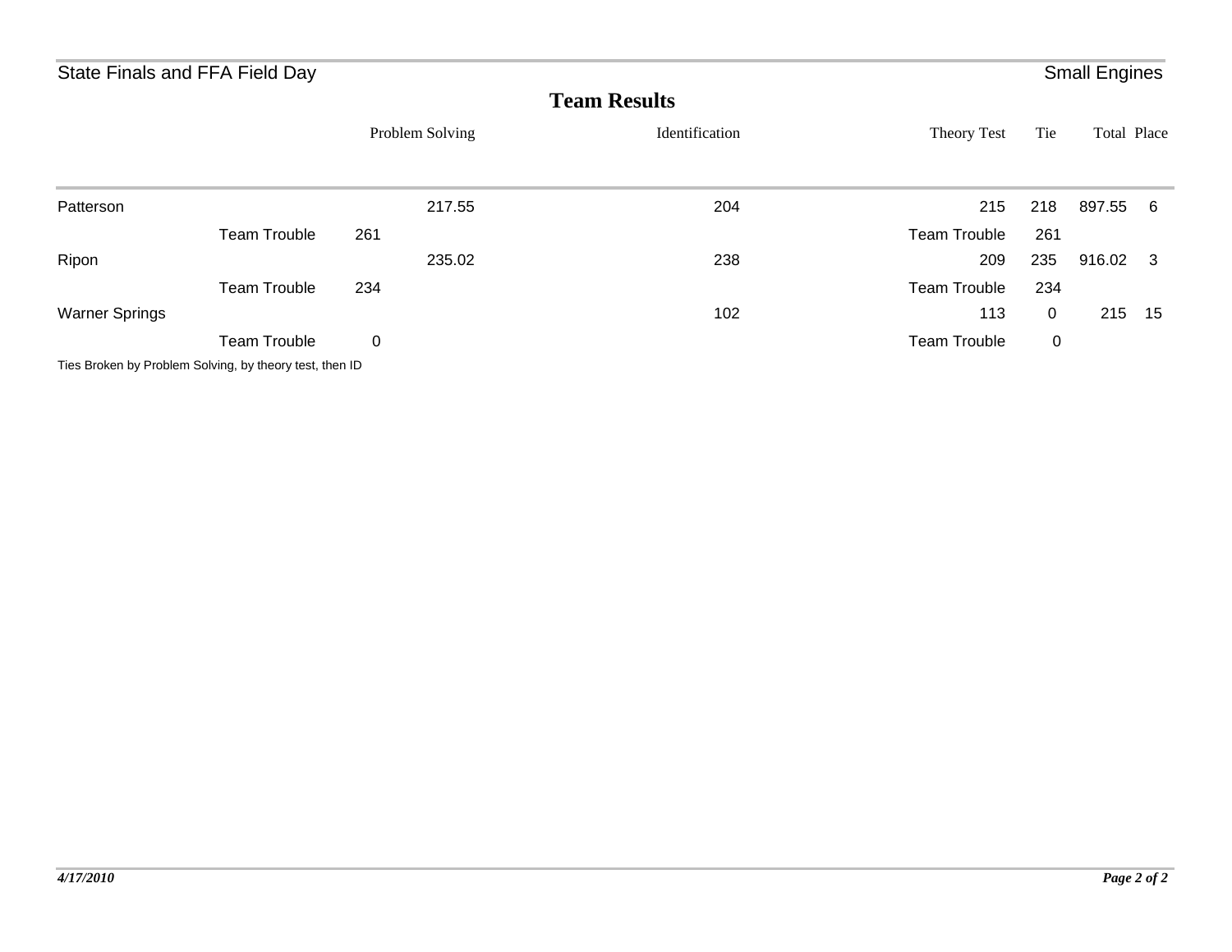State Finals and FFA Field Day — Small Engines

## Team Results

| | | | Problem Solving | Identification | Theory Test | Tie | Total | Place |
|---|---|---|---|---|---|---|---|---|
| Patterson | | | 217.55 | 204 | 215 | 218 | 897.55 | 6 |
| | Team Trouble | 261 | | | Team Trouble | 261 | | |
| Ripon | | | 235.02 | 238 | 209 | 235 | 916.02 | 3 |
| | Team Trouble | 234 | | | Team Trouble | 234 | | |
| Warner Springs | | | | 102 | 113 | 0 | 215 | 15 |
| | Team Trouble | 0 | | | Team Trouble | 0 | | |

Ties Broken by Problem Solving, by theory test, then ID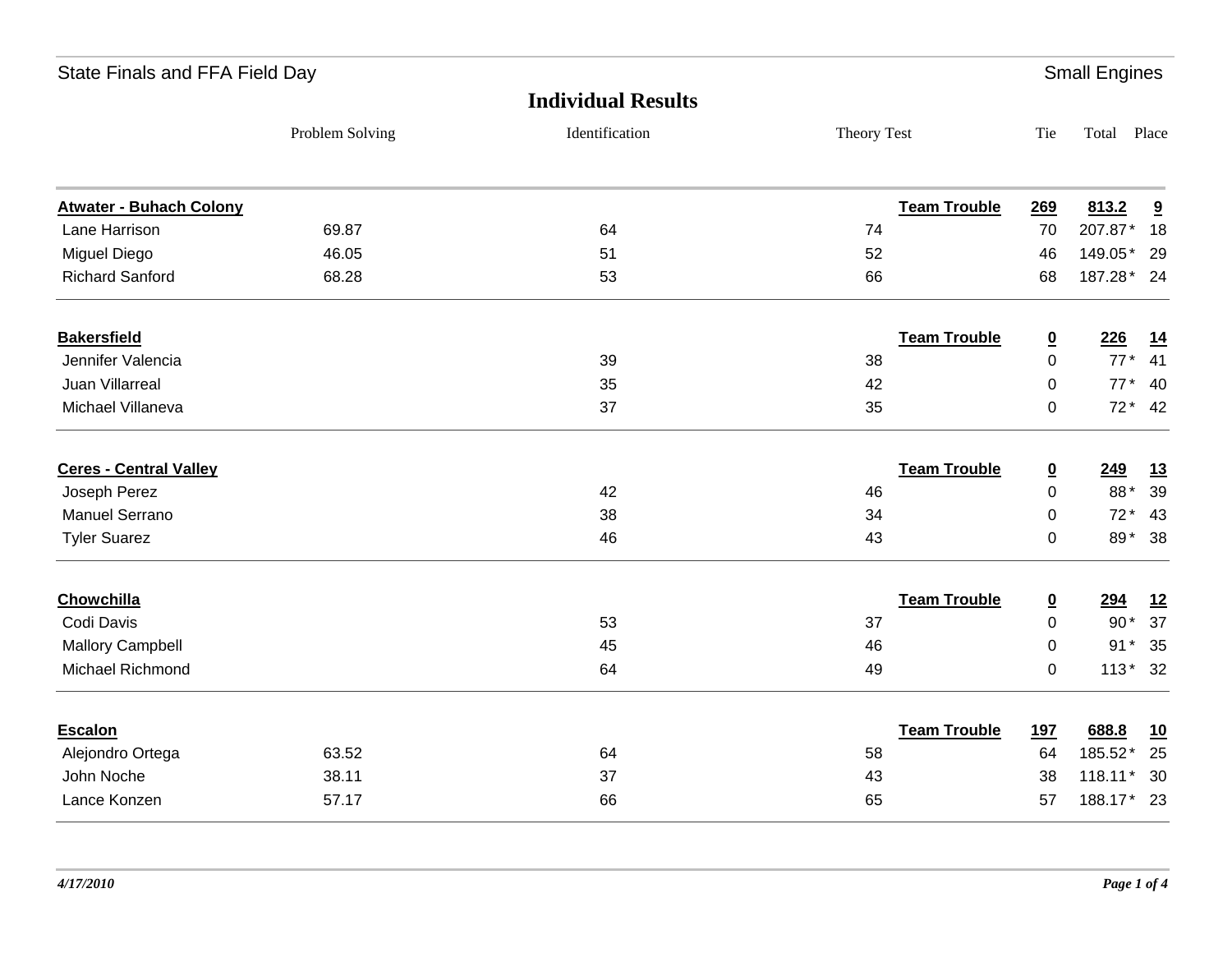State Finals and FFA Field Day | Small Engines

## Individual Results

| | Problem Solving | Identification | Theory Test | | Tie | Total | Place |
|---|---|---|---|---|---|---|---|
| **Atwater - Buhach Colony** | | | | **Team Trouble** | **269** | **813.2** | **9** |
| Lane Harrison | 69.87 | 64 | 74 | | 70 | 207.87* | 18 |
| Miguel Diego | 46.05 | 51 | 52 | | 46 | 149.05* | 29 |
| Richard Sanford | 68.28 | 53 | 66 | | 68 | 187.28* | 24 |
| **Bakersfield** | | | | **Team Trouble** | **0** | **226** | **14** |
| Jennifer Valencia | | 39 | 38 | | 0 | 77* | 41 |
| Juan Villarreal | | 35 | 42 | | 0 | 77* | 40 |
| Michael Villaneva | | 37 | 35 | | 0 | 72* | 42 |
| **Ceres - Central Valley** | | | | **Team Trouble** | **0** | **249** | **13** |
| Joseph Perez | | 42 | 46 | | 0 | 88* | 39 |
| Manuel Serrano | | 38 | 34 | | 0 | 72* | 43 |
| Tyler Suarez | | 46 | 43 | | 0 | 89* | 38 |
| **Chowchilla** | | | | **Team Trouble** | **0** | **294** | **12** |
| Codi Davis | | 53 | 37 | | 0 | 90* | 37 |
| Mallory Campbell | | 45 | 46 | | 0 | 91* | 35 |
| Michael Richmond | | 64 | 49 | | 0 | 113* | 32 |
| **Escalon** | | | | **Team Trouble** | **197** | **688.8** | **10** |
| Alejondro Ortega | 63.52 | 64 | 58 | | 64 | 185.52* | 25 |
| John Noche | 38.11 | 37 | 43 | | 38 | 118.11* | 30 |
| Lance Konzen | 57.17 | 66 | 65 | | 57 | 188.17* | 23 |

*4/17/2010*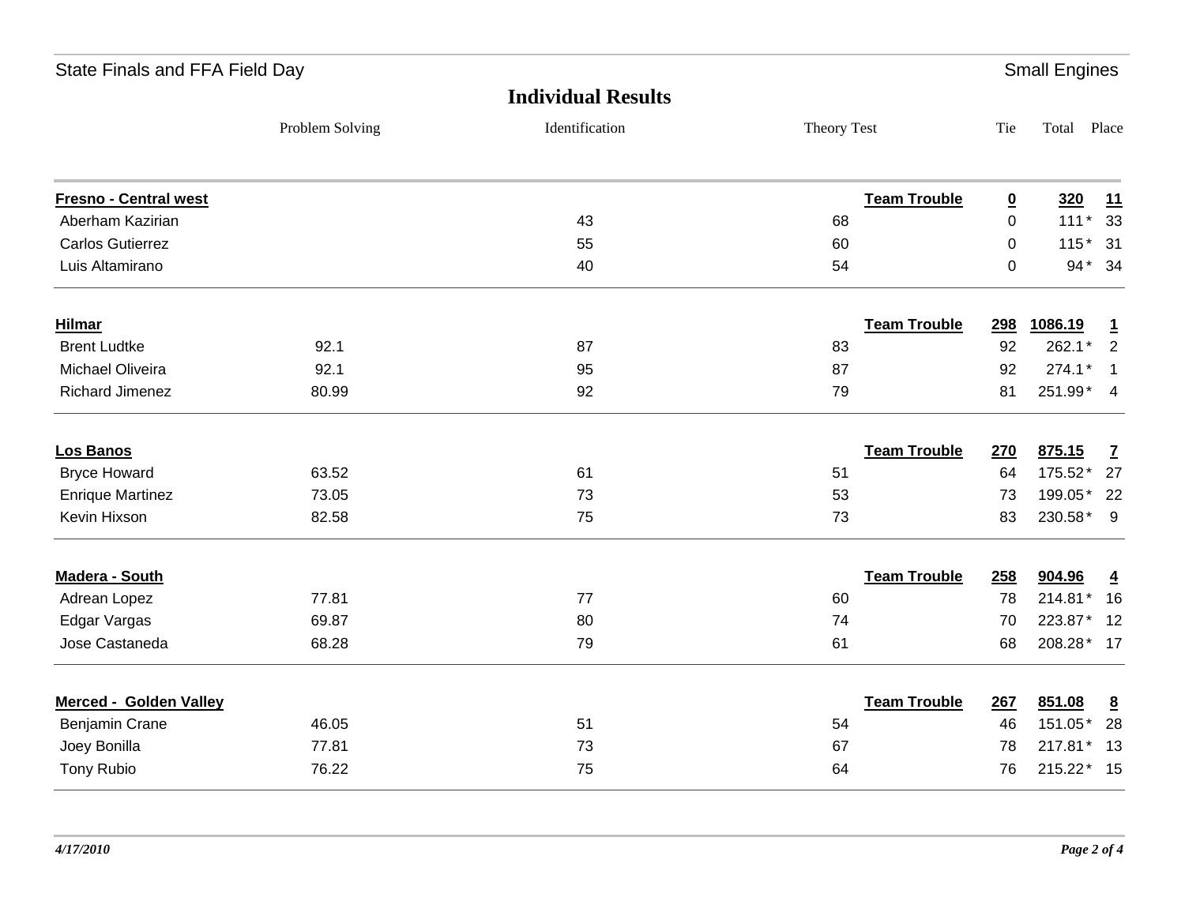State Finals and FFA Field Day — Small Engines

## Individual Results

| | Problem Solving | Identification | Theory Test | | Tie | Total | Place |
|---|---|---|---|---|---|---|---|
| **Fresno - Central west** | | | | **Team Trouble** | **0** | **320** | **11** |
| Aberham Kazirian | | 43 | 68 | | 0 | 111 * | 33 |
| Carlos Gutierrez | | 55 | 60 | | 0 | 115 * | 31 |
| Luis Altamirano | | 40 | 54 | | 0 | 94 * | 34 |
| **Hilmar** | | | | **Team Trouble** | **298** | **1086.19** | **1** |
| Brent Ludtke | 92.1 | 87 | 83 | | 92 | 262.1 * | 2 |
| Michael Oliveira | 92.1 | 95 | 87 | | 92 | 274.1 * | 1 |
| Richard Jimenez | 80.99 | 92 | 79 | | 81 | 251.99 * | 4 |
| **Los Banos** | | | | **Team Trouble** | **270** | **875.15** | **7** |
| Bryce Howard | 63.52 | 61 | 51 | | 64 | 175.52 * | 27 |
| Enrique Martinez | 73.05 | 73 | 53 | | 73 | 199.05 * | 22 |
| Kevin Hixson | 82.58 | 75 | 73 | | 83 | 230.58 * | 9 |
| **Madera - South** | | | | **Team Trouble** | **258** | **904.96** | **4** |
| Adrean Lopez | 77.81 | 77 | 60 | | 78 | 214.81 * | 16 |
| Edgar Vargas | 69.87 | 80 | 74 | | 70 | 223.87 * | 12 |
| Jose Castaneda | 68.28 | 79 | 61 | | 68 | 208.28 * | 17 |
| **Merced - Golden Valley** | | | | **Team Trouble** | **267** | **851.08** | **8** |
| Benjamin Crane | 46.05 | 51 | 54 | | 46 | 151.05 * | 28 |
| Joey Bonilla | 77.81 | 73 | 67 | | 78 | 217.81 * | 13 |
| Tony Rubio | 76.22 | 75 | 64 | | 76 | 215.22 * | 15 |

*4/17/2010*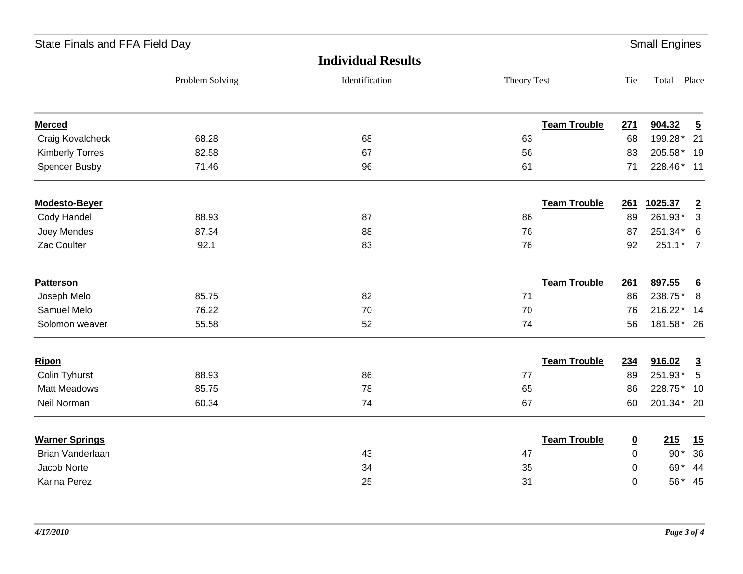## Individual Results

| | Problem Solving | Identification | Theory Test | | Tie | Total | Place |
|---|---|---|---|---|---|---|---|
| **Merced** | | | | **Team Trouble** | **271** | **904.32** | **5** |
| Craig Kovalcheck | 68.28 | 68 | 63 | | 68 | 199.28* | 21 |
| Kimberly Torres | 82.58 | 67 | 56 | | 83 | 205.58* | 19 |
| Spencer Busby | 71.46 | 96 | 61 | | 71 | 228.46* | 11 |
| **Modesto-Beyer** | | | | **Team Trouble** | **261** | **1025.37** | **2** |
| Cody Handel | 88.93 | 87 | 86 | | 89 | 261.93* | 3 |
| Joey Mendes | 87.34 | 88 | 76 | | 87 | 251.34* | 6 |
| Zac Coulter | 92.1 | 83 | 76 | | 92 | 251.1* | 7 |
| **Patterson** | | | | **Team Trouble** | **261** | **897.55** | **6** |
| Joseph Melo | 85.75 | 82 | 71 | | 86 | 238.75* | 8 |
| Samuel Melo | 76.22 | 70 | 70 | | 76 | 216.22* | 14 |
| Solomon weaver | 55.58 | 52 | 74 | | 56 | 181.58* | 26 |
| **Ripon** | | | | **Team Trouble** | **234** | **916.02** | **3** |
| Colin Tyhurst | 88.93 | 86 | 77 | | 89 | 251.93* | 5 |
| Matt Meadows | 85.75 | 78 | 65 | | 86 | 228.75* | 10 |
| Neil Norman | 60.34 | 74 | 67 | | 60 | 201.34* | 20 |
| **Warner Springs** | | | | **Team Trouble** | **0** | **215** | **15** |
| Brian Vanderlaan | | 43 | 47 | | 0 | 90* | 36 |
| Jacob Norte | | 34 | 35 | | 0 | 69* | 44 |
| Karina Perez | | 25 | 31 | | 0 | 56* | 45 |

*4/17/2010*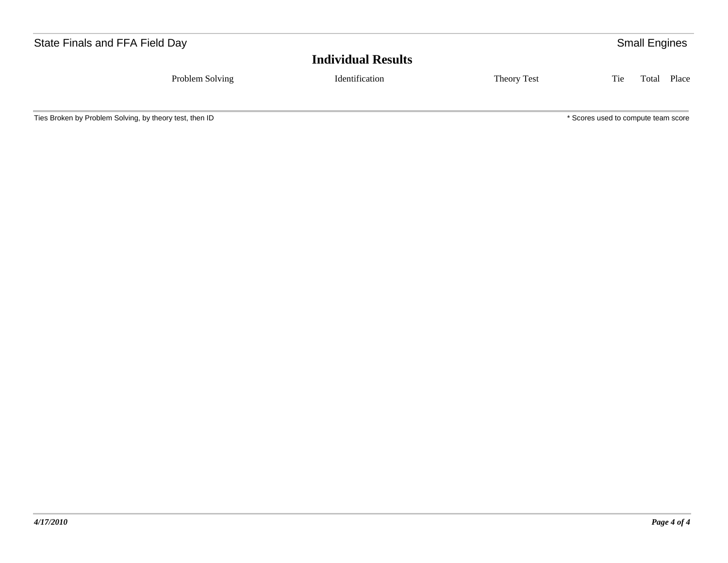## Individual Results

| Problem Solving | Identification | Theory Test | Tie | Total | Place |
|---|---|---|---|---|---|

Ties Broken by Problem Solving, by theory test, then ID

* Scores used to compute team score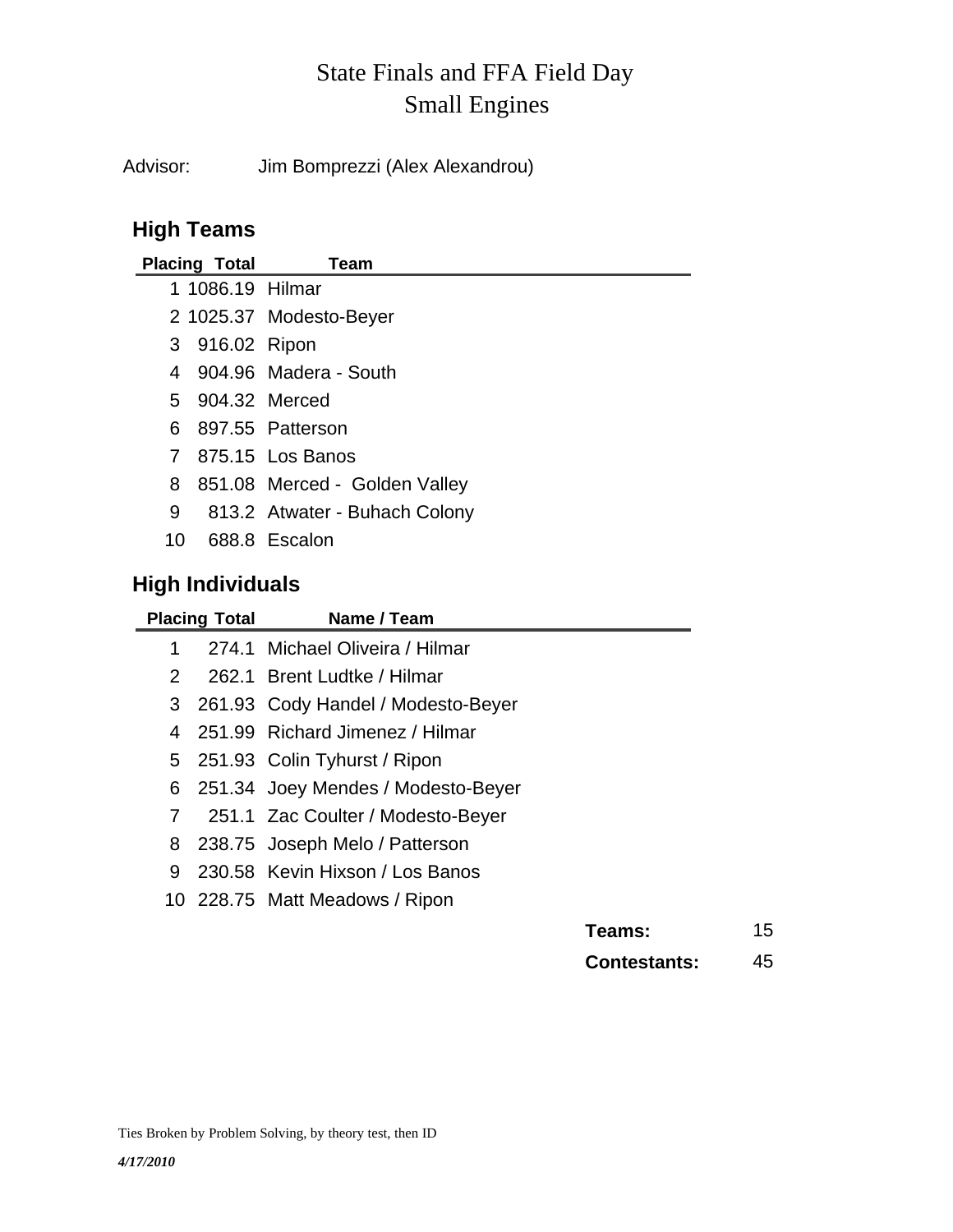# State Finals and FFA Field Day
# Small Engines

Advisor: Jim Bomprezzi (Alex Alexandrou)

## High Teams

| Placing | Total | Team |
|---|---|---|
| 1 | 1086.19 | Hilmar |
| 2 | 1025.37 | Modesto-Beyer |
| 3 | 916.02 | Ripon |
| 4 | 904.96 | Madera - South |
| 5 | 904.32 | Merced |
| 6 | 897.55 | Patterson |
| 7 | 875.15 | Los Banos |
| 8 | 851.08 | Merced - Golden Valley |
| 9 | 813.2 | Atwater - Buhach Colony |
| 10 | 688.8 | Escalon |

## High Individuals

| Placing | Total | Name / Team |
|---|---|---|
| 1 | 274.1 | Michael Oliveira / Hilmar |
| 2 | 262.1 | Brent Ludtke / Hilmar |
| 3 | 261.93 | Cody Handel / Modesto-Beyer |
| 4 | 251.99 | Richard Jimenez / Hilmar |
| 5 | 251.93 | Colin Tyhurst / Ripon |
| 6 | 251.34 | Joey Mendes / Modesto-Beyer |
| 7 | 251.1 | Zac Coulter / Modesto-Beyer |
| 8 | 238.75 | Joseph Melo / Patterson |
| 9 | 230.58 | Kevin Hixson / Los Banos |
| 10 | 228.75 | Matt Meadows / Ripon |

**Teams:** 15

**Contestants:** 45

Ties Broken by Problem Solving, by theory test, then ID

*4/17/2010*